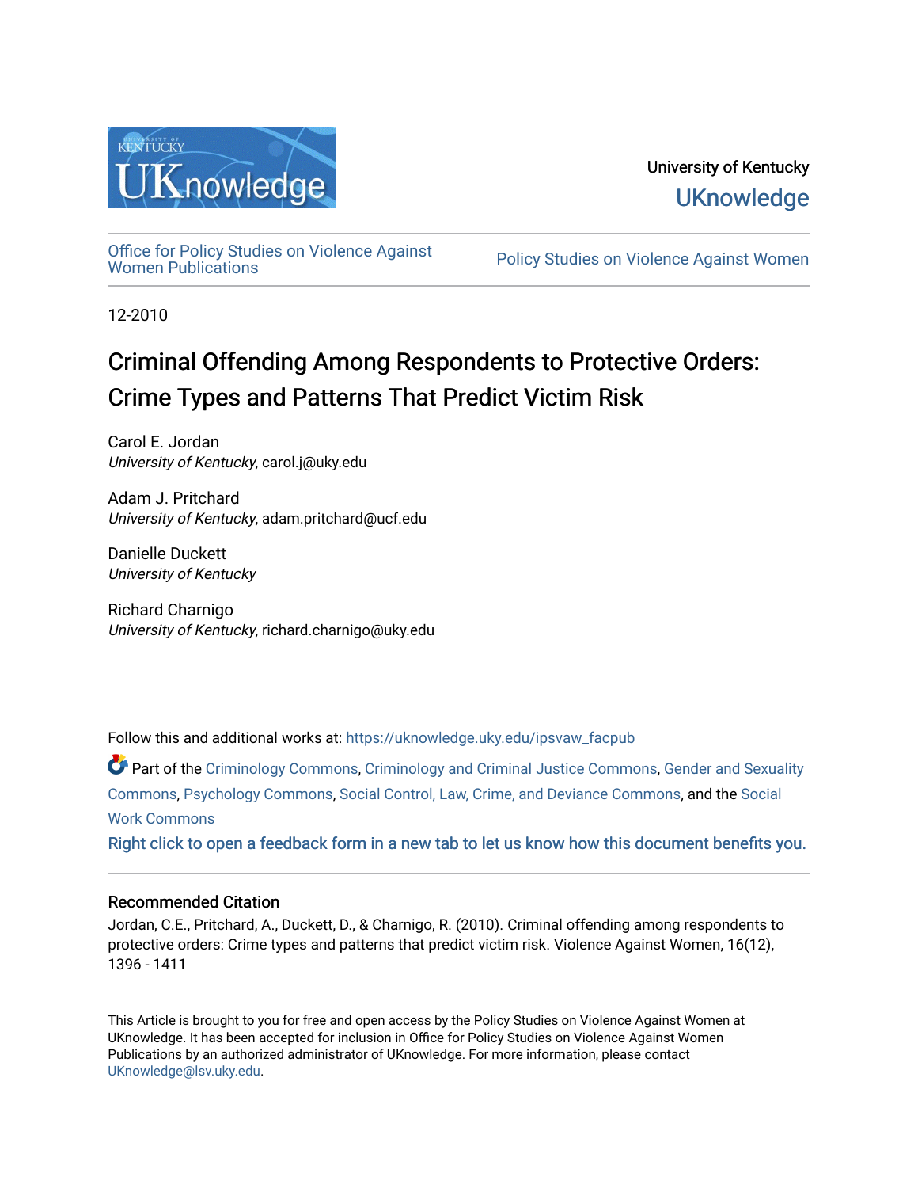University of Kentucky

UKnowledge

Office for Policy Studies on Violence Against Women Publications

Policy Studies on Violence Against Women

12-2010

# Criminal Offending Among Respondents to Protective Orders: Crime Types and Patterns That Predict Victim Risk

Carol E. Jordan
*University of Kentucky*, carol.j@uky.edu

Adam J. Pritchard
*University of Kentucky*, adam.pritchard@ucf.edu

Danielle Duckett
*University of Kentucky*

Richard Charnigo
*University of Kentucky*, richard.charnigo@uky.edu

Follow this and additional works at: https://uknowledge.uky.edu/ipsvaw_facpub

Part of the Criminology Commons, Criminology and Criminal Justice Commons, Gender and Sexuality Commons, Psychology Commons, Social Control, Law, Crime, and Deviance Commons, and the Social Work Commons

Right click to open a feedback form in a new tab to let us know how this document benefits you.

## Recommended Citation

Jordan, C.E., Pritchard, A., Duckett, D., & Charnigo, R. (2010). Criminal offending among respondents to protective orders: Crime types and patterns that predict victim risk. Violence Against Women, 16(12), 1396 - 1411

This Article is brought to you for free and open access by the Policy Studies on Violence Against Women at UKnowledge. It has been accepted for inclusion in Office for Policy Studies on Violence Against Women Publications by an authorized administrator of UKnowledge. For more information, please contact UKnowledge@lsv.uky.edu.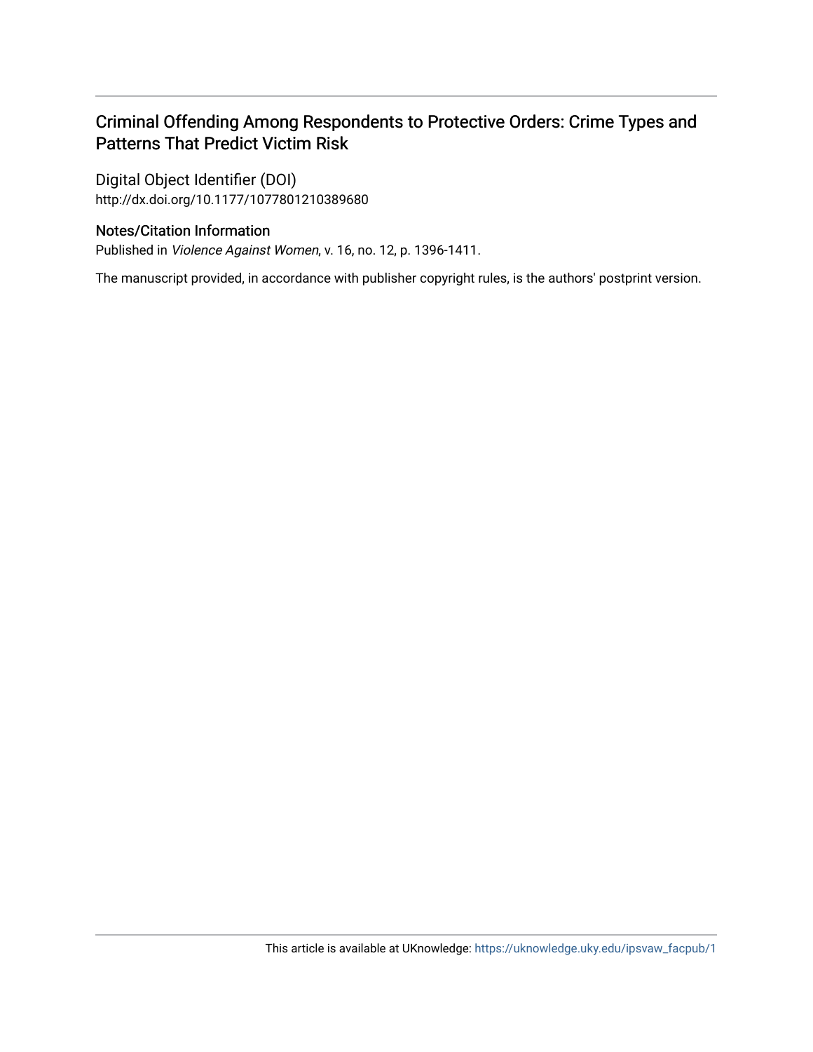# Criminal Offending Among Respondents to Protective Orders: Crime Types and Patterns That Predict Victim Risk

Digital Object Identifier (DOI)
http://dx.doi.org/10.1177/1077801210389680

## Notes/Citation Information

Published in *Violence Against Women*, v. 16, no. 12, p. 1396-1411.

The manuscript provided, in accordance with publisher copyright rules, is the authors' postprint version.

This article is available at UKnowledge: https://uknowledge.uky.edu/ipsvaw_facpub/1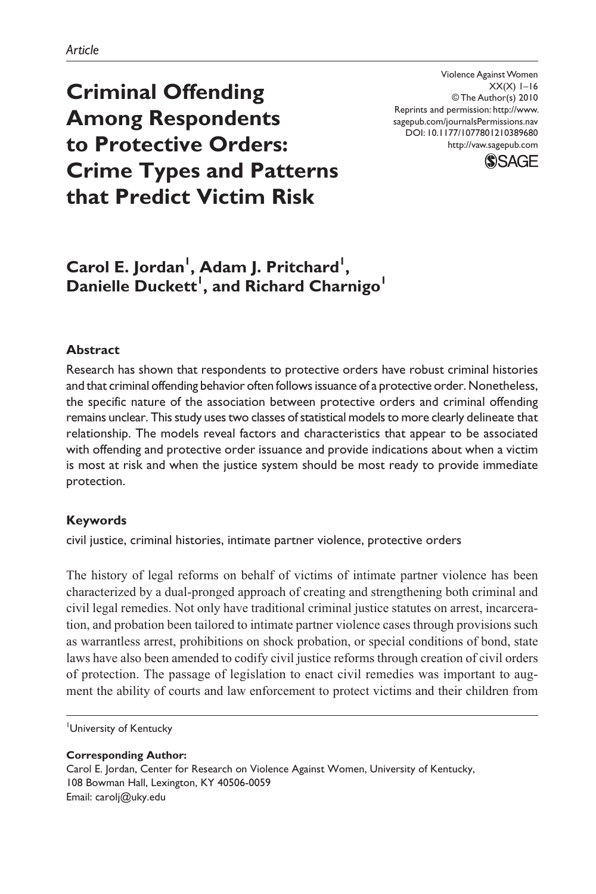*Article*

# Criminal Offending Among Respondents to Protective Orders: Crime Types and Patterns that Predict Victim Risk

Violence Against Women
XX(X) 1–16
© The Author(s) 2010
Reprints and permission: http://www.sagepub.com/journalsPermissions.nav
DOI: 10.1177/1077801210389680
http://vaw.sagepub.com

**Carol E. Jordan[1], Adam J. Pritchard[1], Danielle Duckett[1], and Richard Charnigo[1]**

### Abstract

Research has shown that respondents to protective orders have robust criminal histories and that criminal offending behavior often follows issuance of a protective order. Nonetheless, the specific nature of the association between protective orders and criminal offending remains unclear. This study uses two classes of statistical models to more clearly delineate that relationship. The models reveal factors and characteristics that appear to be associated with offending and protective order issuance and provide indications about when a victim is most at risk and when the justice system should be most ready to provide immediate protection.

### Keywords

civil justice, criminal histories, intimate partner violence, protective orders

The history of legal reforms on behalf of victims of intimate partner violence has been characterized by a dual-pronged approach of creating and strengthening both criminal and civil legal remedies. Not only have traditional criminal justice statutes on arrest, incarceration, and probation been tailored to intimate partner violence cases through provisions such as warrantless arrest, prohibitions on shock probation, or special conditions of bond, state laws have also been amended to codify civil justice reforms through creation of civil orders of protection. The passage of legislation to enact civil remedies was important to augment the ability of courts and law enforcement to protect victims and their children from

[1]University of Kentucky

**Corresponding Author:**
Carol E. Jordan, Center for Research on Violence Against Women, University of Kentucky, 108 Bowman Hall, Lexington, KY 40506-0059
Email: carolj@uky.edu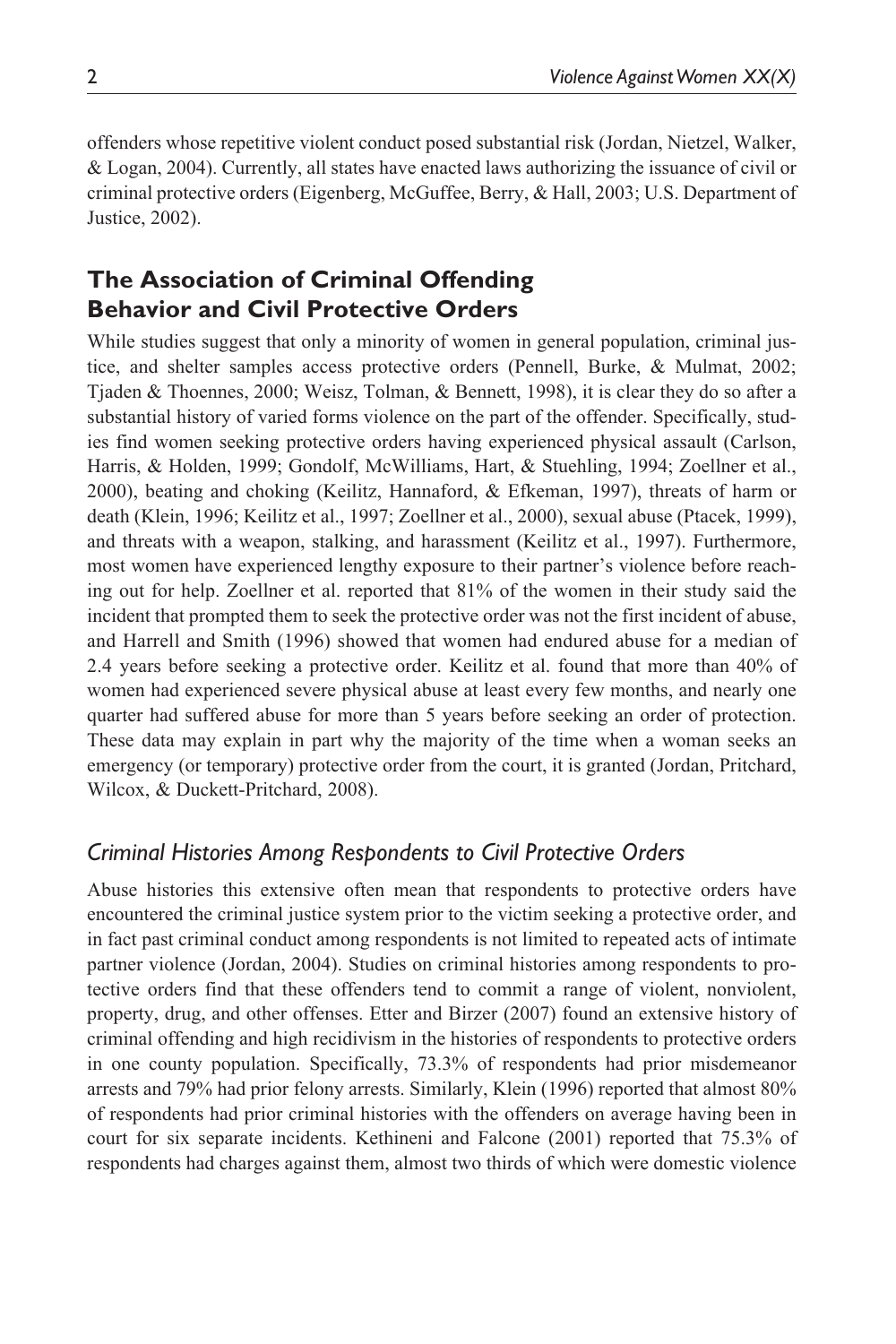offenders whose repetitive violent conduct posed substantial risk (Jordan, Nietzel, Walker, & Logan, 2004). Currently, all states have enacted laws authorizing the issuance of civil or criminal protective orders (Eigenberg, McGuffee, Berry, & Hall, 2003; U.S. Department of Justice, 2002).

## The Association of Criminal Offending Behavior and Civil Protective Orders

While studies suggest that only a minority of women in general population, criminal justice, and shelter samples access protective orders (Pennell, Burke, & Mulmat, 2002; Tjaden & Thoennes, 2000; Weisz, Tolman, & Bennett, 1998), it is clear they do so after a substantial history of varied forms violence on the part of the offender. Specifically, studies find women seeking protective orders having experienced physical assault (Carlson, Harris, & Holden, 1999; Gondolf, McWilliams, Hart, & Stuehling, 1994; Zoellner et al., 2000), beating and choking (Keilitz, Hannaford, & Efkeman, 1997), threats of harm or death (Klein, 1996; Keilitz et al., 1997; Zoellner et al., 2000), sexual abuse (Ptacek, 1999), and threats with a weapon, stalking, and harassment (Keilitz et al., 1997). Furthermore, most women have experienced lengthy exposure to their partner's violence before reaching out for help. Zoellner et al. reported that 81% of the women in their study said the incident that prompted them to seek the protective order was not the first incident of abuse, and Harrell and Smith (1996) showed that women had endured abuse for a median of 2.4 years before seeking a protective order. Keilitz et al. found that more than 40% of women had experienced severe physical abuse at least every few months, and nearly one quarter had suffered abuse for more than 5 years before seeking an order of protection. These data may explain in part why the majority of the time when a woman seeks an emergency (or temporary) protective order from the court, it is granted (Jordan, Pritchard, Wilcox, & Duckett-Pritchard, 2008).

### *Criminal Histories Among Respondents to Civil Protective Orders*

Abuse histories this extensive often mean that respondents to protective orders have encountered the criminal justice system prior to the victim seeking a protective order, and in fact past criminal conduct among respondents is not limited to repeated acts of intimate partner violence (Jordan, 2004). Studies on criminal histories among respondents to protective orders find that these offenders tend to commit a range of violent, nonviolent, property, drug, and other offenses. Etter and Birzer (2007) found an extensive history of criminal offending and high recidivism in the histories of respondents to protective orders in one county population. Specifically, 73.3% of respondents had prior misdemeanor arrests and 79% had prior felony arrests. Similarly, Klein (1996) reported that almost 80% of respondents had prior criminal histories with the offenders on average having been in court for six separate incidents. Kethineni and Falcone (2001) reported that 75.3% of respondents had charges against them, almost two thirds of which were domestic violence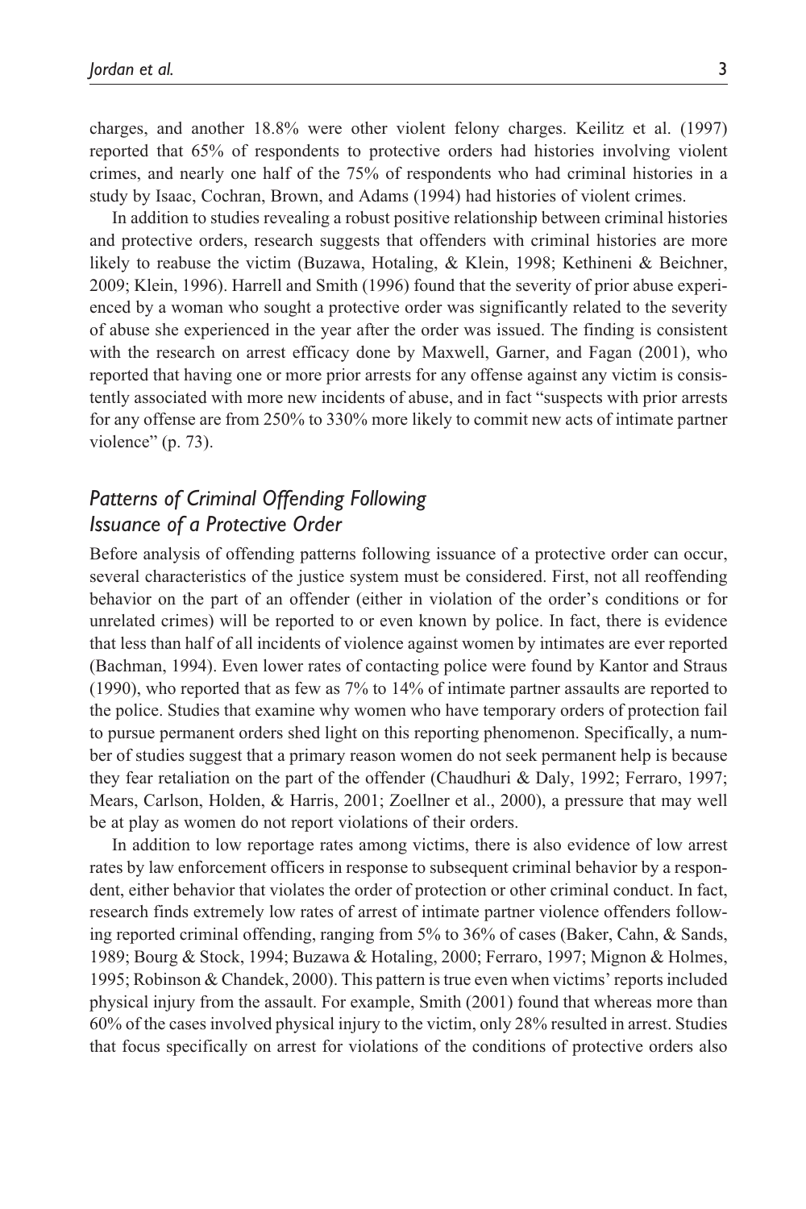charges, and another 18.8% were other violent felony charges. Keilitz et al. (1997) reported that 65% of respondents to protective orders had histories involving violent crimes, and nearly one half of the 75% of respondents who had criminal histories in a study by Isaac, Cochran, Brown, and Adams (1994) had histories of violent crimes.

In addition to studies revealing a robust positive relationship between criminal histories and protective orders, research suggests that offenders with criminal histories are more likely to reabuse the victim (Buzawa, Hotaling, & Klein, 1998; Kethineni & Beichner, 2009; Klein, 1996). Harrell and Smith (1996) found that the severity of prior abuse experienced by a woman who sought a protective order was significantly related to the severity of abuse she experienced in the year after the order was issued. The finding is consistent with the research on arrest efficacy done by Maxwell, Garner, and Fagan (2001), who reported that having one or more prior arrests for any offense against any victim is consistently associated with more new incidents of abuse, and in fact "suspects with prior arrests for any offense are from 250% to 330% more likely to commit new acts of intimate partner violence" (p. 73).

## *Patterns of Criminal Offending Following Issuance of a Protective Order*

Before analysis of offending patterns following issuance of a protective order can occur, several characteristics of the justice system must be considered. First, not all reoffending behavior on the part of an offender (either in violation of the order's conditions or for unrelated crimes) will be reported to or even known by police. In fact, there is evidence that less than half of all incidents of violence against women by intimates are ever reported (Bachman, 1994). Even lower rates of contacting police were found by Kantor and Straus (1990), who reported that as few as 7% to 14% of intimate partner assaults are reported to the police. Studies that examine why women who have temporary orders of protection fail to pursue permanent orders shed light on this reporting phenomenon. Specifically, a number of studies suggest that a primary reason women do not seek permanent help is because they fear retaliation on the part of the offender (Chaudhuri & Daly, 1992; Ferraro, 1997; Mears, Carlson, Holden, & Harris, 2001; Zoellner et al., 2000), a pressure that may well be at play as women do not report violations of their orders.

In addition to low reportage rates among victims, there is also evidence of low arrest rates by law enforcement officers in response to subsequent criminal behavior by a respondent, either behavior that violates the order of protection or other criminal conduct. In fact, research finds extremely low rates of arrest of intimate partner violence offenders following reported criminal offending, ranging from 5% to 36% of cases (Baker, Cahn, & Sands, 1989; Bourg & Stock, 1994; Buzawa & Hotaling, 2000; Ferraro, 1997; Mignon & Holmes, 1995; Robinson & Chandek, 2000). This pattern is true even when victims' reports included physical injury from the assault. For example, Smith (2001) found that whereas more than 60% of the cases involved physical injury to the victim, only 28% resulted in arrest. Studies that focus specifically on arrest for violations of the conditions of protective orders also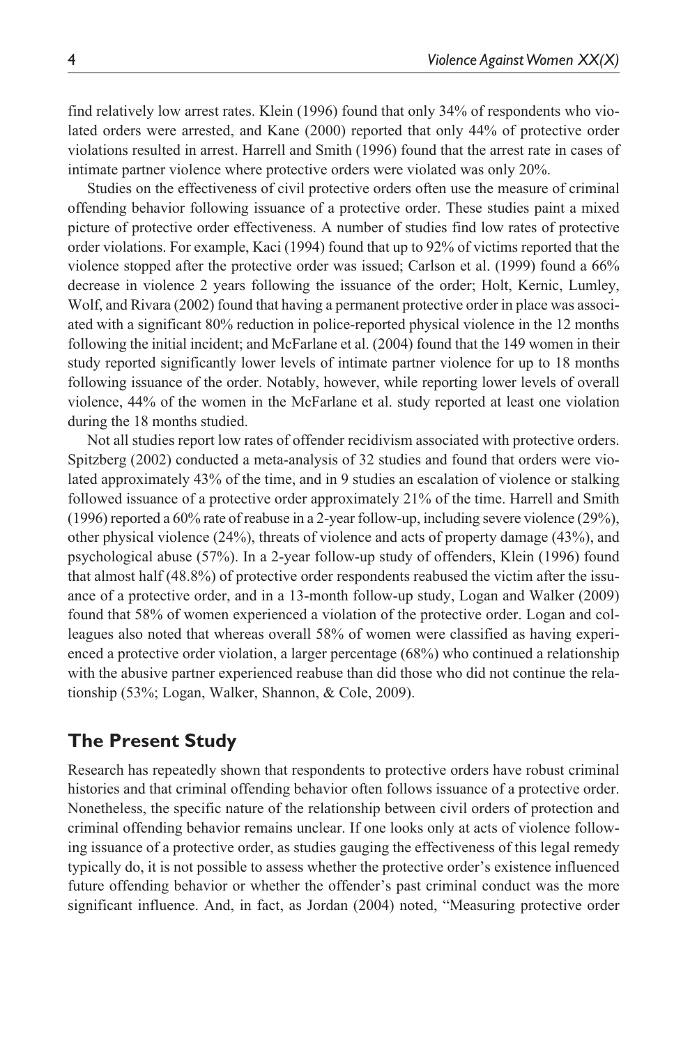find relatively low arrest rates. Klein (1996) found that only 34% of respondents who violated orders were arrested, and Kane (2000) reported that only 44% of protective order violations resulted in arrest. Harrell and Smith (1996) found that the arrest rate in cases of intimate partner violence where protective orders were violated was only 20%.

Studies on the effectiveness of civil protective orders often use the measure of criminal offending behavior following issuance of a protective order. These studies paint a mixed picture of protective order effectiveness. A number of studies find low rates of protective order violations. For example, Kaci (1994) found that up to 92% of victims reported that the violence stopped after the protective order was issued; Carlson et al. (1999) found a 66% decrease in violence 2 years following the issuance of the order; Holt, Kernic, Lumley, Wolf, and Rivara (2002) found that having a permanent protective order in place was associated with a significant 80% reduction in police-reported physical violence in the 12 months following the initial incident; and McFarlane et al. (2004) found that the 149 women in their study reported significantly lower levels of intimate partner violence for up to 18 months following issuance of the order. Notably, however, while reporting lower levels of overall violence, 44% of the women in the McFarlane et al. study reported at least one violation during the 18 months studied.

Not all studies report low rates of offender recidivism associated with protective orders. Spitzberg (2002) conducted a meta-analysis of 32 studies and found that orders were violated approximately 43% of the time, and in 9 studies an escalation of violence or stalking followed issuance of a protective order approximately 21% of the time. Harrell and Smith (1996) reported a 60% rate of reabuse in a 2-year follow-up, including severe violence (29%), other physical violence (24%), threats of violence and acts of property damage (43%), and psychological abuse (57%). In a 2-year follow-up study of offenders, Klein (1996) found that almost half (48.8%) of protective order respondents reabused the victim after the issuance of a protective order, and in a 13-month follow-up study, Logan and Walker (2009) found that 58% of women experienced a violation of the protective order. Logan and colleagues also noted that whereas overall 58% of women were classified as having experienced a protective order violation, a larger percentage (68%) who continued a relationship with the abusive partner experienced reabuse than did those who did not continue the relationship (53%; Logan, Walker, Shannon, & Cole, 2009).

## The Present Study

Research has repeatedly shown that respondents to protective orders have robust criminal histories and that criminal offending behavior often follows issuance of a protective order. Nonetheless, the specific nature of the relationship between civil orders of protection and criminal offending behavior remains unclear. If one looks only at acts of violence following issuance of a protective order, as studies gauging the effectiveness of this legal remedy typically do, it is not possible to assess whether the protective order's existence influenced future offending behavior or whether the offender's past criminal conduct was the more significant influence. And, in fact, as Jordan (2004) noted, "Measuring protective order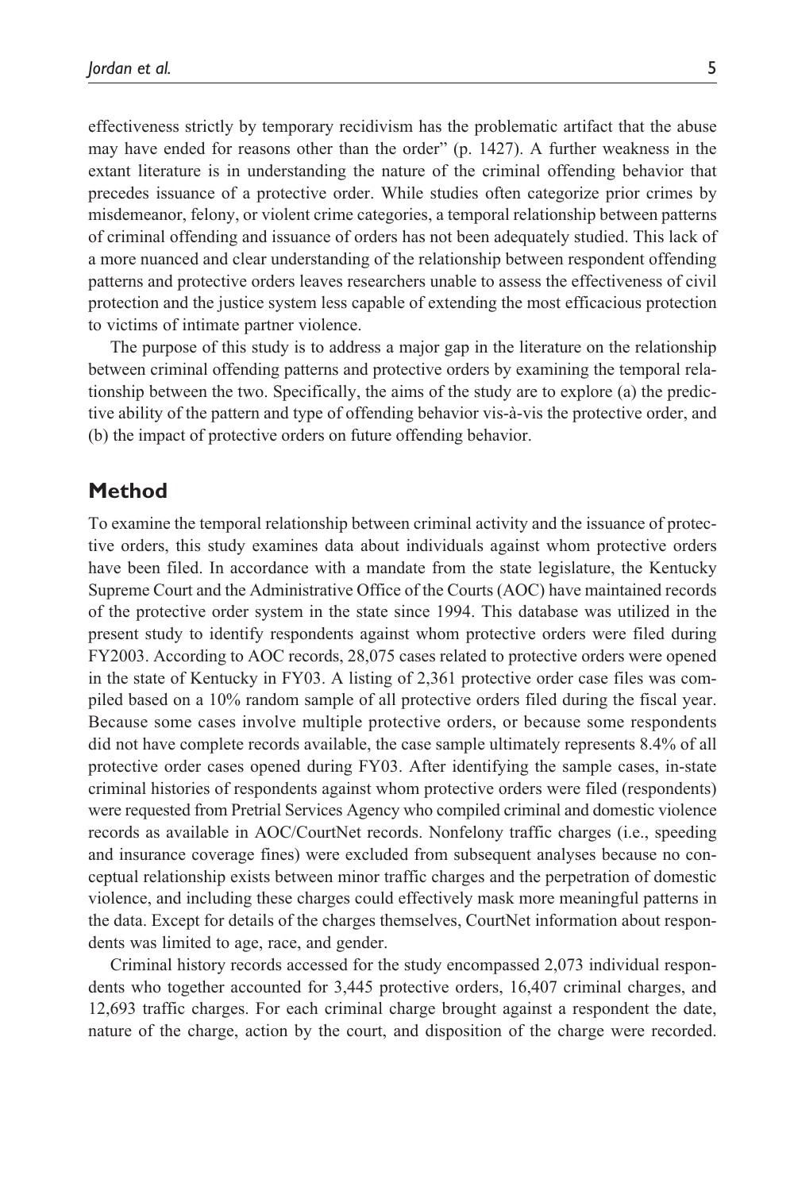effectiveness strictly by temporary recidivism has the problematic artifact that the abuse may have ended for reasons other than the order" (p. 1427). A further weakness in the extant literature is in understanding the nature of the criminal offending behavior that precedes issuance of a protective order. While studies often categorize prior crimes by misdemeanor, felony, or violent crime categories, a temporal relationship between patterns of criminal offending and issuance of orders has not been adequately studied. This lack of a more nuanced and clear understanding of the relationship between respondent offending patterns and protective orders leaves researchers unable to assess the effectiveness of civil protection and the justice system less capable of extending the most efficacious protection to victims of intimate partner violence.

The purpose of this study is to address a major gap in the literature on the relationship between criminal offending patterns and protective orders by examining the temporal relationship between the two. Specifically, the aims of the study are to explore (a) the predictive ability of the pattern and type of offending behavior vis-à-vis the protective order, and (b) the impact of protective orders on future offending behavior.

## Method

To examine the temporal relationship between criminal activity and the issuance of protective orders, this study examines data about individuals against whom protective orders have been filed. In accordance with a mandate from the state legislature, the Kentucky Supreme Court and the Administrative Office of the Courts (AOC) have maintained records of the protective order system in the state since 1994. This database was utilized in the present study to identify respondents against whom protective orders were filed during FY2003. According to AOC records, 28,075 cases related to protective orders were opened in the state of Kentucky in FY03. A listing of 2,361 protective order case files was compiled based on a 10% random sample of all protective orders filed during the fiscal year. Because some cases involve multiple protective orders, or because some respondents did not have complete records available, the case sample ultimately represents 8.4% of all protective order cases opened during FY03. After identifying the sample cases, in-state criminal histories of respondents against whom protective orders were filed (respondents) were requested from Pretrial Services Agency who compiled criminal and domestic violence records as available in AOC/CourtNet records. Nonfelony traffic charges (i.e., speeding and insurance coverage fines) were excluded from subsequent analyses because no conceptual relationship exists between minor traffic charges and the perpetration of domestic violence, and including these charges could effectively mask more meaningful patterns in the data. Except for details of the charges themselves, CourtNet information about respondents was limited to age, race, and gender.

Criminal history records accessed for the study encompassed 2,073 individual respondents who together accounted for 3,445 protective orders, 16,407 criminal charges, and 12,693 traffic charges. For each criminal charge brought against a respondent the date, nature of the charge, action by the court, and disposition of the charge were recorded.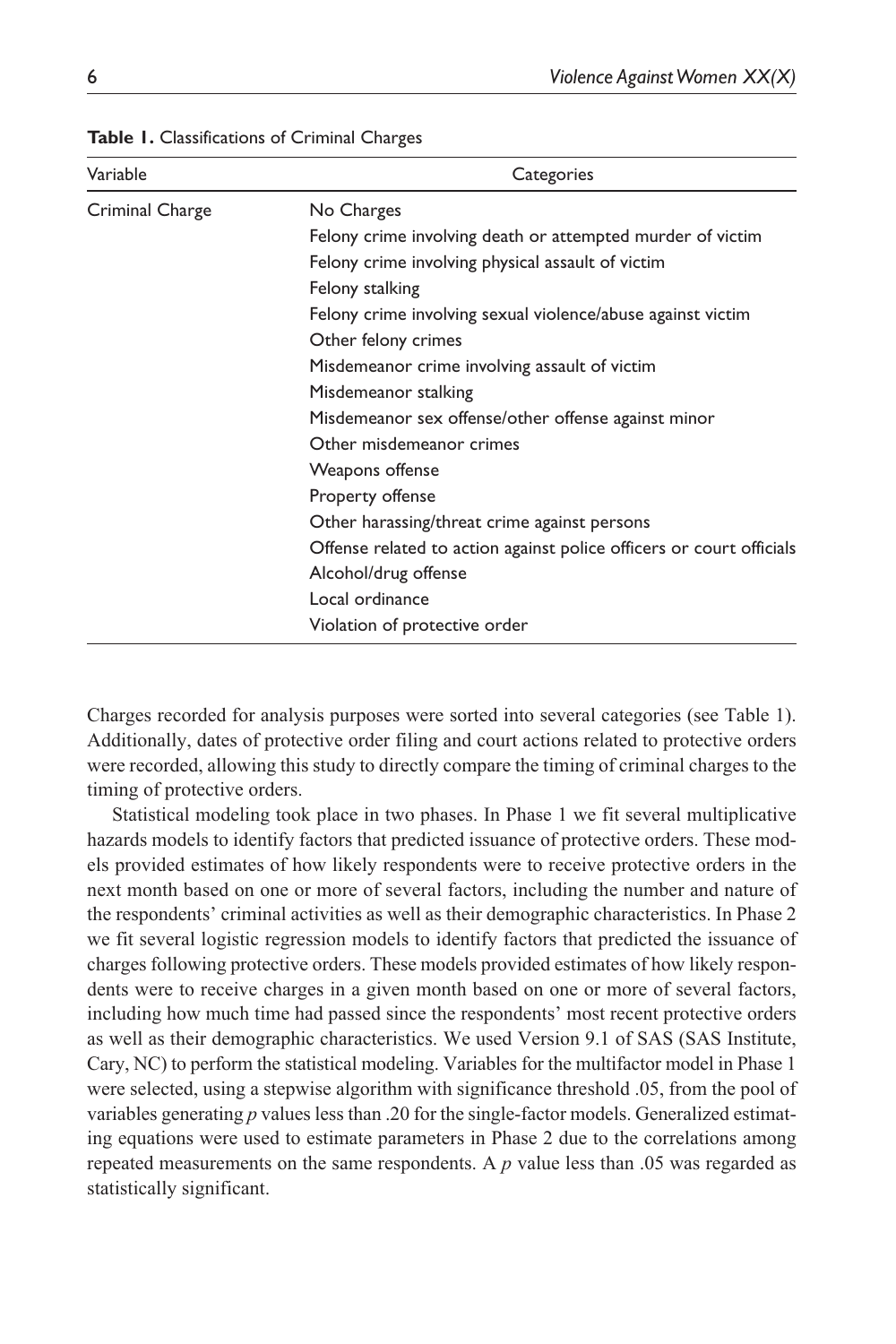**Table 1.** Classifications of Criminal Charges

| Variable | Categories |
|---|---|
| Criminal Charge | No Charges |
| | Felony crime involving death or attempted murder of victim |
| | Felony crime involving physical assault of victim |
| | Felony stalking |
| | Felony crime involving sexual violence/abuse against victim |
| | Other felony crimes |
| | Misdemeanor crime involving assault of victim |
| | Misdemeanor stalking |
| | Misdemeanor sex offense/other offense against minor |
| | Other misdemeanor crimes |
| | Weapons offense |
| | Property offense |
| | Other harassing/threat crime against persons |
| | Offense related to action against police officers or court officials |
| | Alcohol/drug offense |
| | Local ordinance |
| | Violation of protective order |

Charges recorded for analysis purposes were sorted into several categories (see Table 1). Additionally, dates of protective order filing and court actions related to protective orders were recorded, allowing this study to directly compare the timing of criminal charges to the timing of protective orders.

Statistical modeling took place in two phases. In Phase 1 we fit several multiplicative hazards models to identify factors that predicted issuance of protective orders. These models provided estimates of how likely respondents were to receive protective orders in the next month based on one or more of several factors, including the number and nature of the respondents' criminal activities as well as their demographic characteristics. In Phase 2 we fit several logistic regression models to identify factors that predicted the issuance of charges following protective orders. These models provided estimates of how likely respondents were to receive charges in a given month based on one or more of several factors, including how much time had passed since the respondents' most recent protective orders as well as their demographic characteristics. We used Version 9.1 of SAS (SAS Institute, Cary, NC) to perform the statistical modeling. Variables for the multifactor model in Phase 1 were selected, using a stepwise algorithm with significance threshold .05, from the pool of variables generating $p$ values less than .20 for the single-factor models. Generalized estimating equations were used to estimate parameters in Phase 2 due to the correlations among repeated measurements on the same respondents. A $p$ value less than .05 was regarded as statistically significant.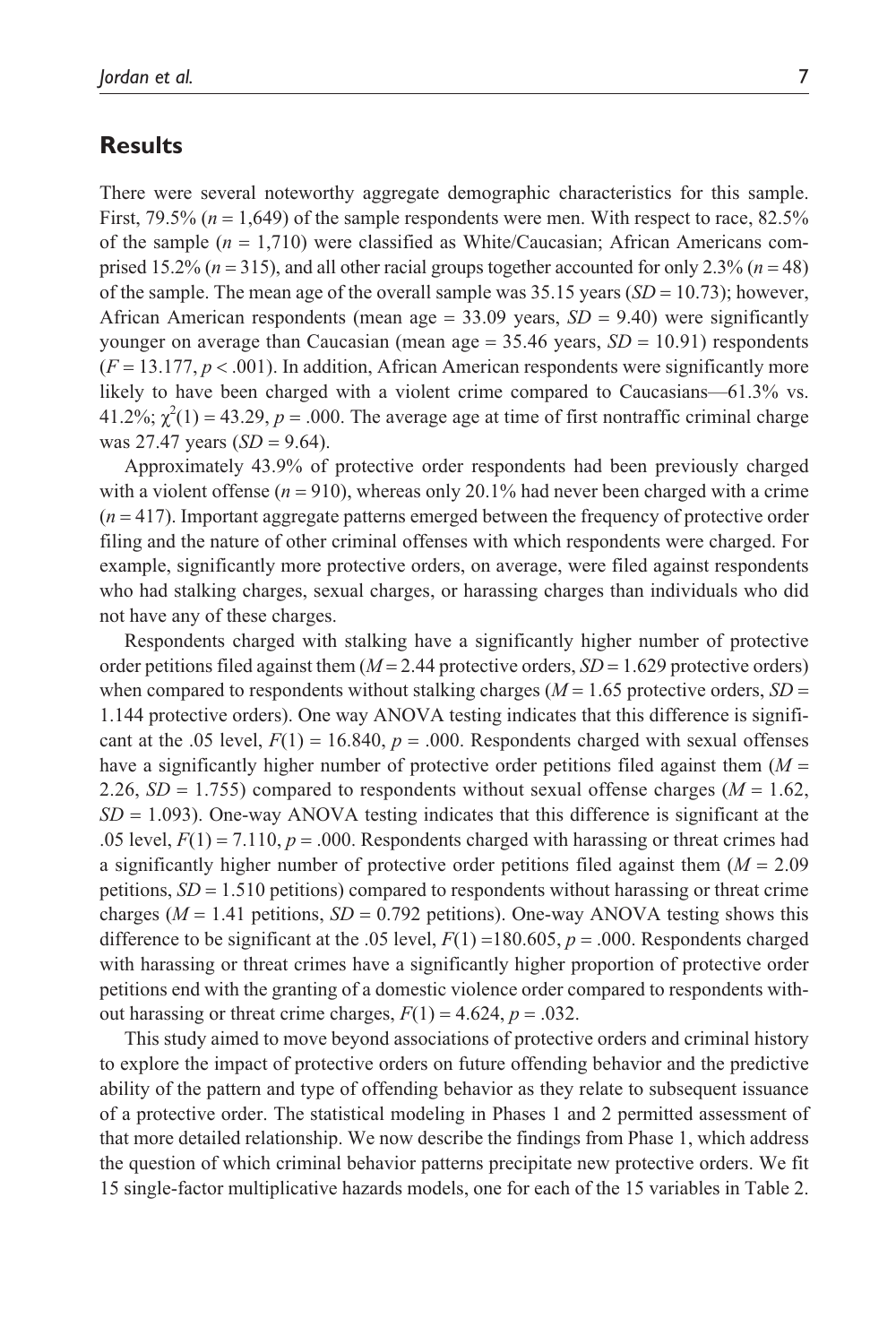## Results

There were several noteworthy aggregate demographic characteristics for this sample. First, 79.5% ($n$ = 1,649) of the sample respondents were men. With respect to race, 82.5% of the sample ($n$ = 1,710) were classified as White/Caucasian; African Americans comprised 15.2% ($n$ = 315), and all other racial groups together accounted for only 2.3% ($n$ = 48) of the sample. The mean age of the overall sample was 35.15 years ($SD$ = 10.73); however, African American respondents (mean age = 33.09 years, $SD$ = 9.40) were significantly younger on average than Caucasian (mean age = 35.46 years, $SD$ = 10.91) respondents ($F = 13.177$, $p < .001$). In addition, African American respondents were significantly more likely to have been charged with a violent crime compared to Caucasians—61.3% vs. 41.2%; $\chi^2(1) = 43.29$, $p = .000$. The average age at time of first nontraffic criminal charge was 27.47 years ($SD$ = 9.64).

Approximately 43.9% of protective order respondents had been previously charged with a violent offense ($n$ = 910), whereas only 20.1% had never been charged with a crime ($n$ = 417). Important aggregate patterns emerged between the frequency of protective order filing and the nature of other criminal offenses with which respondents were charged. For example, significantly more protective orders, on average, were filed against respondents who had stalking charges, sexual charges, or harassing charges than individuals who did not have any of these charges.

Respondents charged with stalking have a significantly higher number of protective order petitions filed against them ($M$ = 2.44 protective orders, $SD$ = 1.629 protective orders) when compared to respondents without stalking charges ($M$ = 1.65 protective orders, $SD$ = 1.144 protective orders). One way ANOVA testing indicates that this difference is significant at the .05 level, $F(1) = 16.840$, $p = .000$. Respondents charged with sexual offenses have a significantly higher number of protective order petitions filed against them ($M$ = 2.26, $SD$ = 1.755) compared to respondents without sexual offense charges ($M$ = 1.62, $SD$ = 1.093). One-way ANOVA testing indicates that this difference is significant at the .05 level, $F(1) = 7.110$, $p = .000$. Respondents charged with harassing or threat crimes had a significantly higher number of protective order petitions filed against them ($M$ = 2.09 petitions, $SD$ = 1.510 petitions) compared to respondents without harassing or threat crime charges ($M$ = 1.41 petitions, $SD$ = 0.792 petitions). One-way ANOVA testing shows this difference to be significant at the .05 level, $F(1) = 180.605$, $p = .000$. Respondents charged with harassing or threat crimes have a significantly higher proportion of protective order petitions end with the granting of a domestic violence order compared to respondents without harassing or threat crime charges, $F(1) = 4.624$, $p = .032$.

This study aimed to move beyond associations of protective orders and criminal history to explore the impact of protective orders on future offending behavior and the predictive ability of the pattern and type of offending behavior as they relate to subsequent issuance of a protective order. The statistical modeling in Phases 1 and 2 permitted assessment of that more detailed relationship. We now describe the findings from Phase 1, which address the question of which criminal behavior patterns precipitate new protective orders. We fit 15 single-factor multiplicative hazards models, one for each of the 15 variables in Table 2.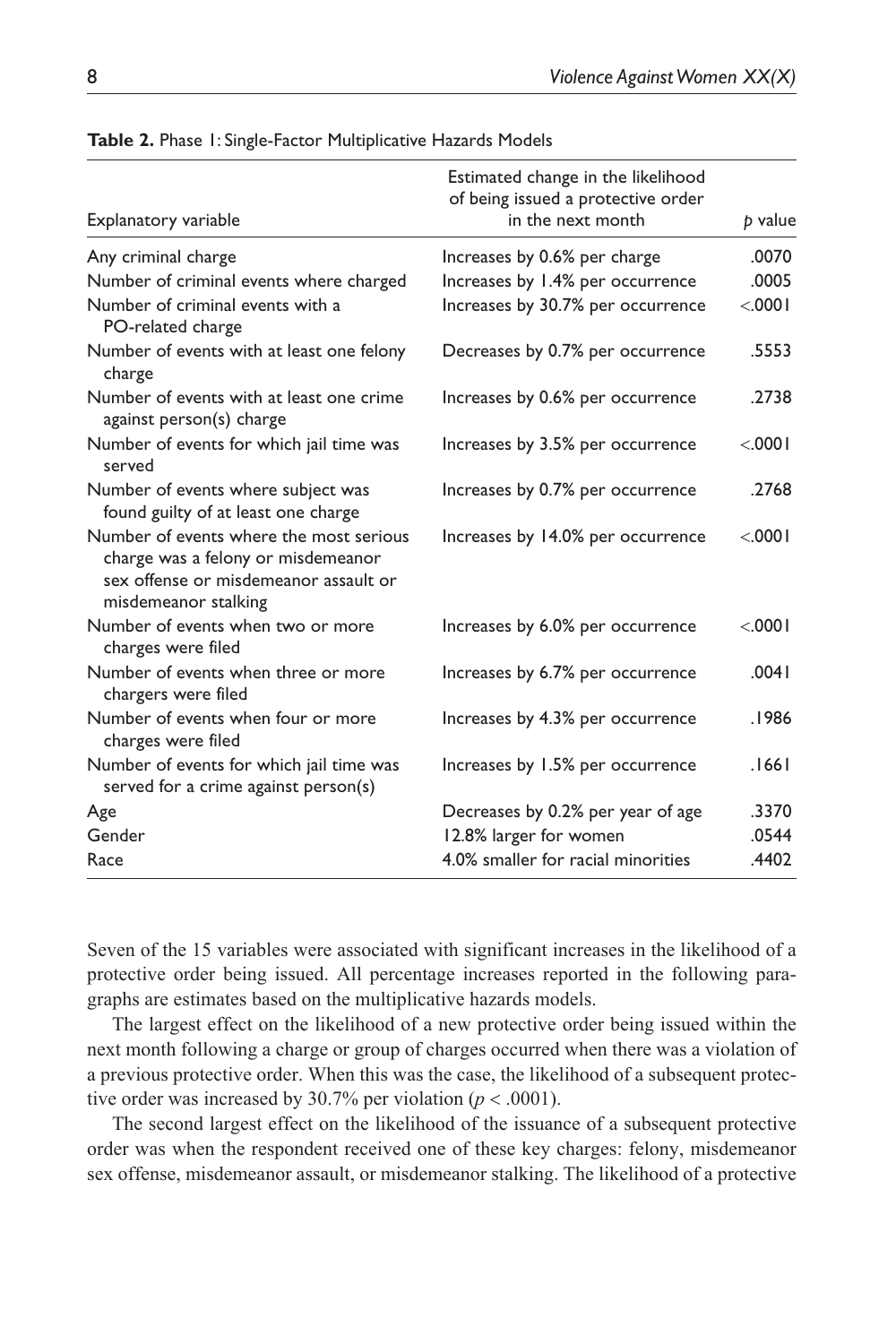**Table 2.** Phase 1: Single-Factor Multiplicative Hazards Models

| Explanatory variable | Estimated change in the likelihood of being issued a protective order in the next month | *p* value |
|---|---|---|
| Any criminal charge | Increases by 0.6% per charge | .0070 |
| Number of criminal events where charged | Increases by 1.4% per occurrence | .0005 |
| Number of criminal events with a PO-related charge | Increases by 30.7% per occurrence | <.0001 |
| Number of events with at least one felony charge | Decreases by 0.7% per occurrence | .5553 |
| Number of events with at least one crime against person(s) charge | Increases by 0.6% per occurrence | .2738 |
| Number of events for which jail time was served | Increases by 3.5% per occurrence | <.0001 |
| Number of events where subject was found guilty of at least one charge | Increases by 0.7% per occurrence | .2768 |
| Number of events where the most serious charge was a felony or misdemeanor sex offense or misdemeanor assault or misdemeanor stalking | Increases by 14.0% per occurrence | <.0001 |
| Number of events when two or more charges were filed | Increases by 6.0% per occurrence | <.0001 |
| Number of events when three or more chargers were filed | Increases by 6.7% per occurrence | .0041 |
| Number of events when four or more charges were filed | Increases by 4.3% per occurrence | .1986 |
| Number of events for which jail time was served for a crime against person(s) | Increases by 1.5% per occurrence | .1661 |
| Age | Decreases by 0.2% per year of age | .3370 |
| Gender | 12.8% larger for women | .0544 |
| Race | 4.0% smaller for racial minorities | .4402 |

Seven of the 15 variables were associated with significant increases in the likelihood of a protective order being issued. All percentage increases reported in the following paragraphs are estimates based on the multiplicative hazards models.

The largest effect on the likelihood of a new protective order being issued within the next month following a charge or group of charges occurred when there was a violation of a previous protective order. When this was the case, the likelihood of a subsequent protective order was increased by 30.7% per violation ($p < .0001$).

The second largest effect on the likelihood of the issuance of a subsequent protective order was when the respondent received one of these key charges: felony, misdemeanor sex offense, misdemeanor assault, or misdemeanor stalking. The likelihood of a protective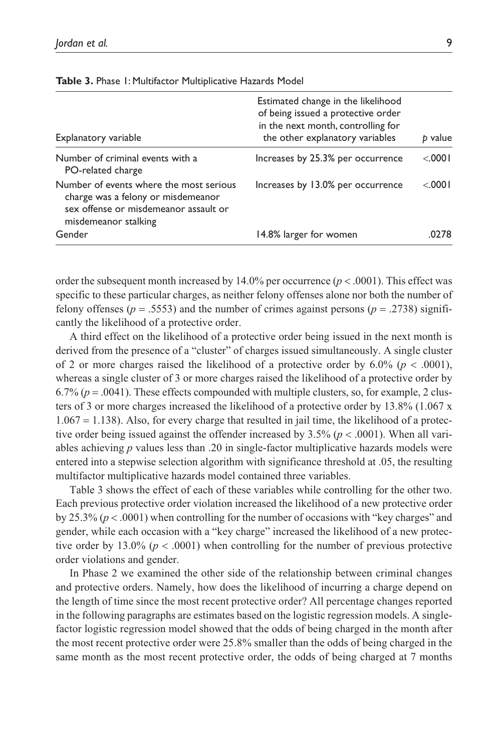**Table 3.** Phase 1: Multifactor Multiplicative Hazards Model

| Explanatory variable | Estimated change in the likelihood of being issued a protective order in the next month, controlling for the other explanatory variables | *p* value |
|---|---|---|
| Number of criminal events with a PO-related charge | Increases by 25.3% per occurrence | <.0001 |
| Number of events where the most serious charge was a felony or misdemeanor sex offense or misdemeanor assault or misdemeanor stalking | Increases by 13.0% per occurrence | <.0001 |
| Gender | 14.8% larger for women | .0278 |

order the subsequent month increased by 14.0% per occurrence ($p < .0001$). This effect was specific to these particular charges, as neither felony offenses alone nor both the number of felony offenses ($p = .5553$) and the number of crimes against persons ($p = .2738$) significantly the likelihood of a protective order.

A third effect on the likelihood of a protective order being issued in the next month is derived from the presence of a "cluster" of charges issued simultaneously. A single cluster of 2 or more charges raised the likelihood of a protective order by 6.0% ($p < .0001$), whereas a single cluster of 3 or more charges raised the likelihood of a protective order by 6.7% ($p = .0041$). These effects compounded with multiple clusters, so, for example, 2 clusters of 3 or more charges increased the likelihood of a protective order by 13.8% ($1.067 \times 1.067 = 1.138$). Also, for every charge that resulted in jail time, the likelihood of a protective order being issued against the offender increased by 3.5% ($p < .0001$). When all variables achieving $p$ values less than .20 in single-factor multiplicative hazards models were entered into a stepwise selection algorithm with significance threshold at .05, the resulting multifactor multiplicative hazards model contained three variables.

Table 3 shows the effect of each of these variables while controlling for the other two. Each previous protective order violation increased the likelihood of a new protective order by 25.3% ($p < .0001$) when controlling for the number of occasions with "key charges" and gender, while each occasion with a "key charge" increased the likelihood of a new protective order by 13.0% ($p < .0001$) when controlling for the number of previous protective order violations and gender.

In Phase 2 we examined the other side of the relationship between criminal changes and protective orders. Namely, how does the likelihood of incurring a charge depend on the length of time since the most recent protective order? All percentage changes reported in the following paragraphs are estimates based on the logistic regression models. A single-factor logistic regression model showed that the odds of being charged in the month after the most recent protective order were 25.8% smaller than the odds of being charged in the same month as the most recent protective order, the odds of being charged at 7 months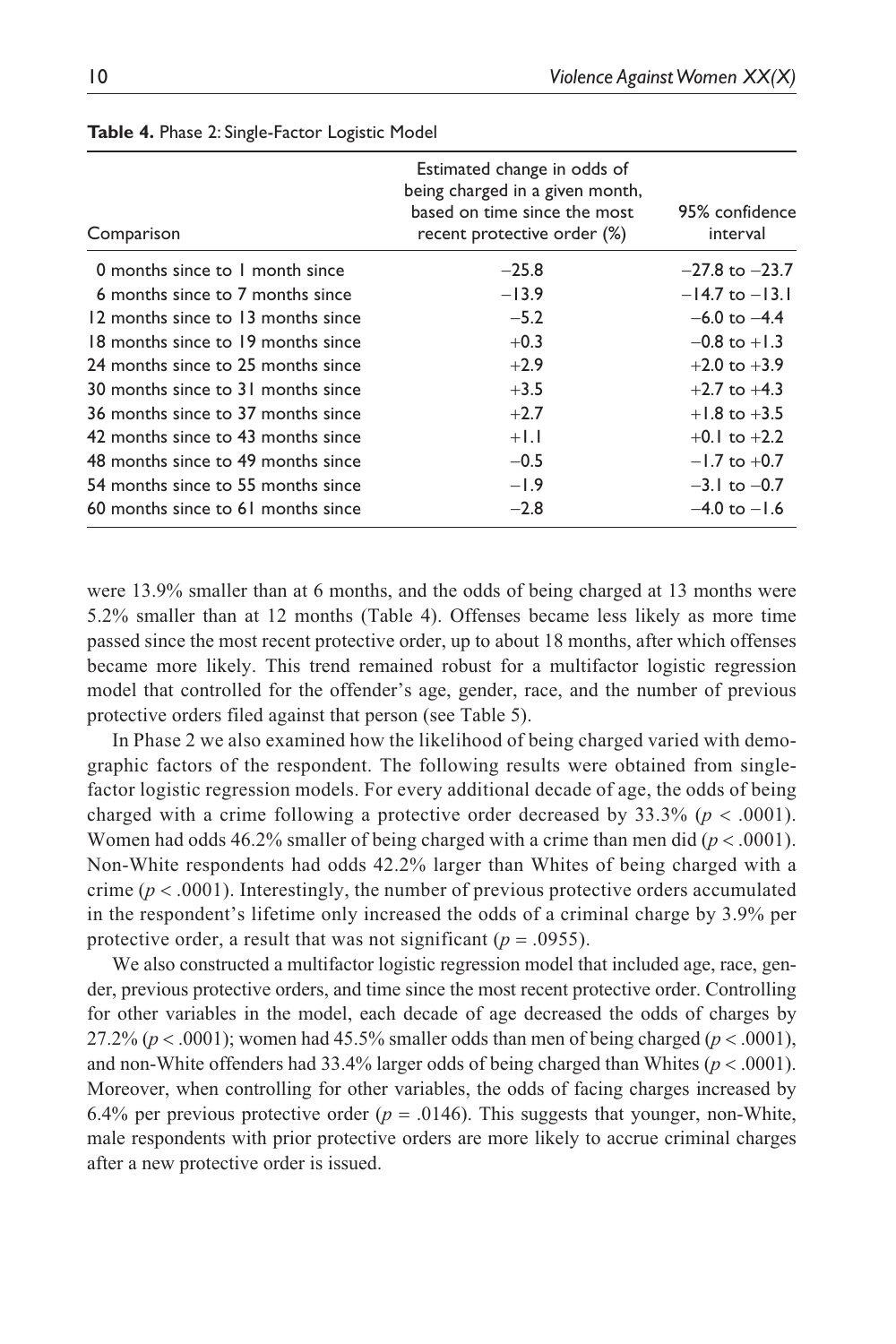**Table 4.** Phase 2: Single-Factor Logistic Model

| Comparison | Estimated change in odds of being charged in a given month, based on time since the most recent protective order (%) | 95% confidence interval |
|---|---|---|
| 0 months since to 1 month since | −25.8 | −27.8 to −23.7 |
| 6 months since to 7 months since | −13.9 | −14.7 to −13.1 |
| 12 months since to 13 months since | −5.2 | −6.0 to −4.4 |
| 18 months since to 19 months since | +0.3 | −0.8 to +1.3 |
| 24 months since to 25 months since | +2.9 | +2.0 to +3.9 |
| 30 months since to 31 months since | +3.5 | +2.7 to +4.3 |
| 36 months since to 37 months since | +2.7 | +1.8 to +3.5 |
| 42 months since to 43 months since | +1.1 | +0.1 to +2.2 |
| 48 months since to 49 months since | −0.5 | −1.7 to +0.7 |
| 54 months since to 55 months since | −1.9 | −3.1 to −0.7 |
| 60 months since to 61 months since | −2.8 | −4.0 to −1.6 |

were 13.9% smaller than at 6 months, and the odds of being charged at 13 months were 5.2% smaller than at 12 months (Table 4). Offenses became less likely as more time passed since the most recent protective order, up to about 18 months, after which offenses became more likely. This trend remained robust for a multifactor logistic regression model that controlled for the offender's age, gender, race, and the number of previous protective orders filed against that person (see Table 5).

In Phase 2 we also examined how the likelihood of being charged varied with demographic factors of the respondent. The following results were obtained from single-factor logistic regression models. For every additional decade of age, the odds of being charged with a crime following a protective order decreased by 33.3% ($p < .0001$). Women had odds 46.2% smaller of being charged with a crime than men did ($p < .0001$). Non-White respondents had odds 42.2% larger than Whites of being charged with a crime ($p < .0001$). Interestingly, the number of previous protective orders accumulated in the respondent's lifetime only increased the odds of a criminal charge by 3.9% per protective order, a result that was not significant ($p = .0955$).

We also constructed a multifactor logistic regression model that included age, race, gender, previous protective orders, and time since the most recent protective order. Controlling for other variables in the model, each decade of age decreased the odds of charges by 27.2% ($p < .0001$); women had 45.5% smaller odds than men of being charged ($p < .0001$), and non-White offenders had 33.4% larger odds of being charged than Whites ($p < .0001$). Moreover, when controlling for other variables, the odds of facing charges increased by 6.4% per previous protective order ($p = .0146$). This suggests that younger, non-White, male respondents with prior protective orders are more likely to accrue criminal charges after a new protective order is issued.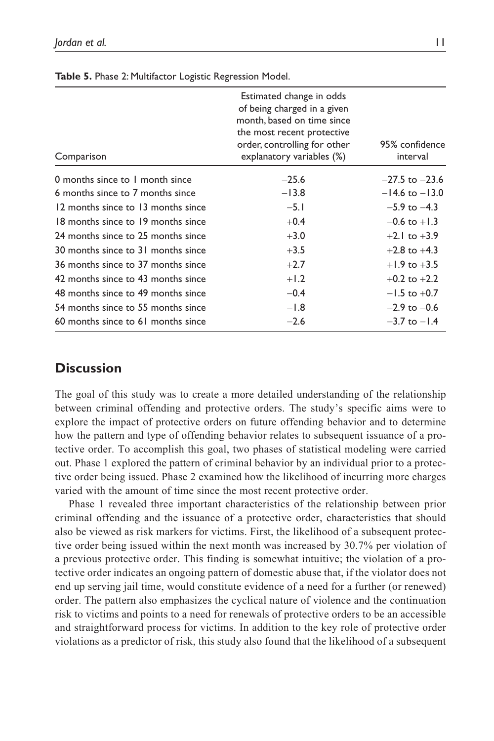**Table 5.** Phase 2: Multifactor Logistic Regression Model.

| Comparison | Estimated change in odds of being charged in a given month, based on time since the most recent protective order, controlling for other explanatory variables (%) | 95% confidence interval |
|---|---|---|
| 0 months since to 1 month since | −25.6 | −27.5 to −23.6 |
| 6 months since to 7 months since | −13.8 | −14.6 to −13.0 |
| 12 months since to 13 months since | −5.1 | −5.9 to −4.3 |
| 18 months since to 19 months since | +0.4 | −0.6 to +1.3 |
| 24 months since to 25 months since | +3.0 | +2.1 to +3.9 |
| 30 months since to 31 months since | +3.5 | +2.8 to +4.3 |
| 36 months since to 37 months since | +2.7 | +1.9 to +3.5 |
| 42 months since to 43 months since | +1.2 | +0.2 to +2.2 |
| 48 months since to 49 months since | −0.4 | −1.5 to +0.7 |
| 54 months since to 55 months since | −1.8 | −2.9 to −0.6 |
| 60 months since to 61 months since | −2.6 | −3.7 to −1.4 |

## Discussion

The goal of this study was to create a more detailed understanding of the relationship between criminal offending and protective orders. The study's specific aims were to explore the impact of protective orders on future offending behavior and to determine how the pattern and type of offending behavior relates to subsequent issuance of a protective order. To accomplish this goal, two phases of statistical modeling were carried out. Phase 1 explored the pattern of criminal behavior by an individual prior to a protective order being issued. Phase 2 examined how the likelihood of incurring more charges varied with the amount of time since the most recent protective order.

Phase 1 revealed three important characteristics of the relationship between prior criminal offending and the issuance of a protective order, characteristics that should also be viewed as risk markers for victims. First, the likelihood of a subsequent protective order being issued within the next month was increased by 30.7% per violation of a previous protective order. This finding is somewhat intuitive; the violation of a protective order indicates an ongoing pattern of domestic abuse that, if the violator does not end up serving jail time, would constitute evidence of a need for a further (or renewed) order. The pattern also emphasizes the cyclical nature of violence and the continuation risk to victims and points to a need for renewals of protective orders to be an accessible and straightforward process for victims. In addition to the key role of protective order violations as a predictor of risk, this study also found that the likelihood of a subsequent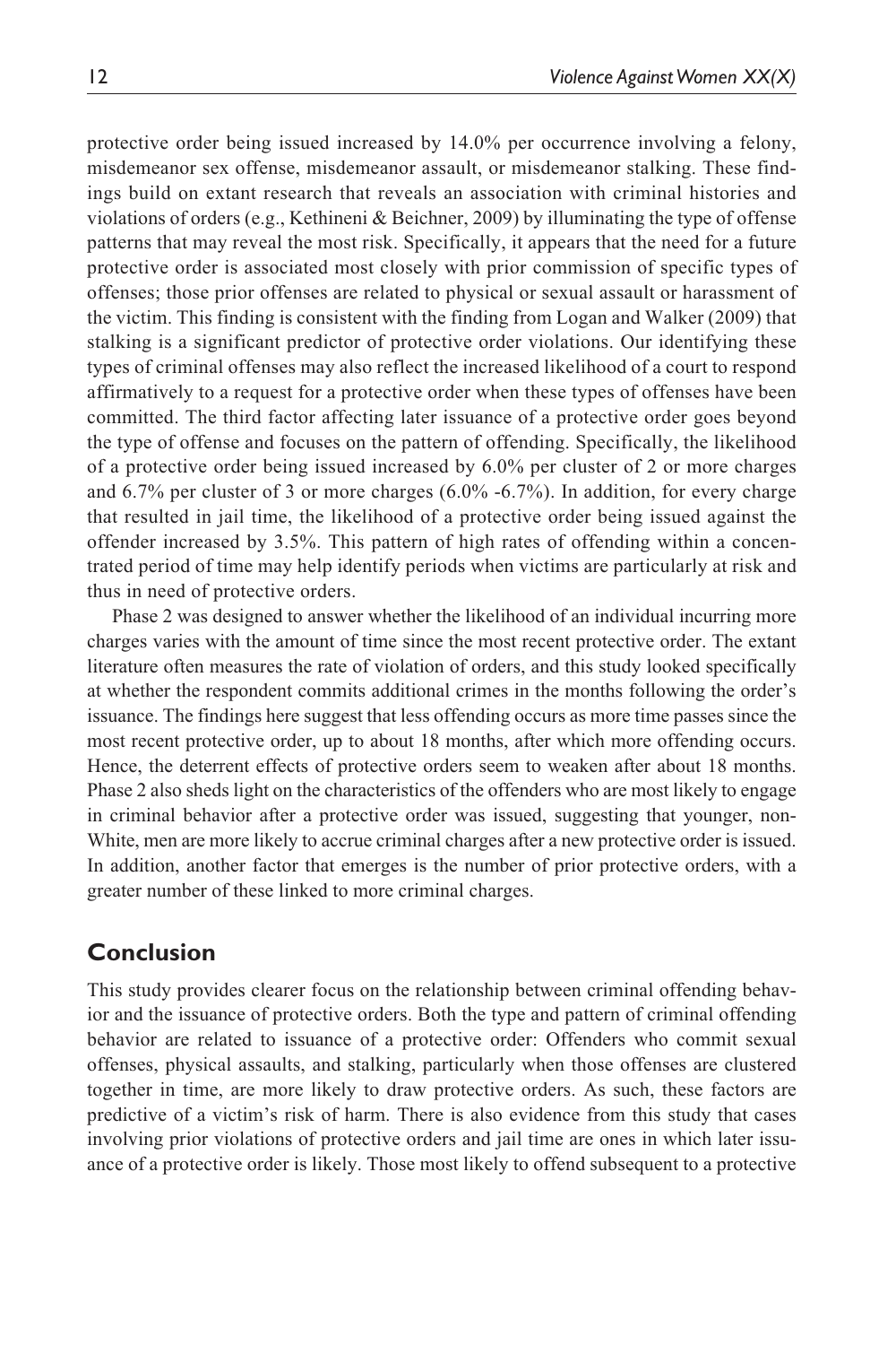protective order being issued increased by 14.0% per occurrence involving a felony, misdemeanor sex offense, misdemeanor assault, or misdemeanor stalking. These findings build on extant research that reveals an association with criminal histories and violations of orders (e.g., Kethineni & Beichner, 2009) by illuminating the type of offense patterns that may reveal the most risk. Specifically, it appears that the need for a future protective order is associated most closely with prior commission of specific types of offenses; those prior offenses are related to physical or sexual assault or harassment of the victim. This finding is consistent with the finding from Logan and Walker (2009) that stalking is a significant predictor of protective order violations. Our identifying these types of criminal offenses may also reflect the increased likelihood of a court to respond affirmatively to a request for a protective order when these types of offenses have been committed. The third factor affecting later issuance of a protective order goes beyond the type of offense and focuses on the pattern of offending. Specifically, the likelihood of a protective order being issued increased by 6.0% per cluster of 2 or more charges and 6.7% per cluster of 3 or more charges (6.0% -6.7%). In addition, for every charge that resulted in jail time, the likelihood of a protective order being issued against the offender increased by 3.5%. This pattern of high rates of offending within a concentrated period of time may help identify periods when victims are particularly at risk and thus in need of protective orders.

Phase 2 was designed to answer whether the likelihood of an individual incurring more charges varies with the amount of time since the most recent protective order. The extant literature often measures the rate of violation of orders, and this study looked specifically at whether the respondent commits additional crimes in the months following the order's issuance. The findings here suggest that less offending occurs as more time passes since the most recent protective order, up to about 18 months, after which more offending occurs. Hence, the deterrent effects of protective orders seem to weaken after about 18 months. Phase 2 also sheds light on the characteristics of the offenders who are most likely to engage in criminal behavior after a protective order was issued, suggesting that younger, non-White, men are more likely to accrue criminal charges after a new protective order is issued. In addition, another factor that emerges is the number of prior protective orders, with a greater number of these linked to more criminal charges.

## Conclusion

This study provides clearer focus on the relationship between criminal offending behavior and the issuance of protective orders. Both the type and pattern of criminal offending behavior are related to issuance of a protective order: Offenders who commit sexual offenses, physical assaults, and stalking, particularly when those offenses are clustered together in time, are more likely to draw protective orders. As such, these factors are predictive of a victim's risk of harm. There is also evidence from this study that cases involving prior violations of protective orders and jail time are ones in which later issuance of a protective order is likely. Those most likely to offend subsequent to a protective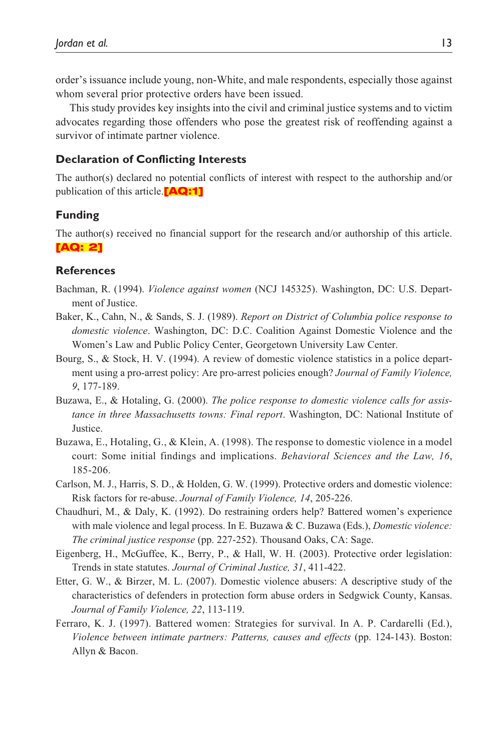order's issuance include young, non-White, and male respondents, especially those against whom several prior protective orders have been issued.

This study provides key insights into the civil and criminal justice systems and to victim advocates regarding those offenders who pose the greatest risk of reoffending against a survivor of intimate partner violence.

### Declaration of Conflicting Interests

The author(s) declared no potential conflicts of interest with respect to the authorship and/or publication of this article.**[AQ:1]**

### Funding

The author(s) received no financial support for the research and/or authorship of this article. **[AQ: 2]**

### References

Bachman, R. (1994). *Violence against women* (NCJ 145325). Washington, DC: U.S. Department of Justice.

Baker, K., Cahn, N., & Sands, S. J. (1989). *Report on District of Columbia police response to domestic violence*. Washington, DC: D.C. Coalition Against Domestic Violence and the Women's Law and Public Policy Center, Georgetown University Law Center.

Bourg, S., & Stock, H. V. (1994). A review of domestic violence statistics in a police department using a pro-arrest policy: Are pro-arrest policies enough? *Journal of Family Violence, 9*, 177-189.

Buzawa, E., & Hotaling, G. (2000). *The police response to domestic violence calls for assistance in three Massachusetts towns: Final report*. Washington, DC: National Institute of Justice.

Buzawa, E., Hotaling, G., & Klein, A. (1998). The response to domestic violence in a model court: Some initial findings and implications. *Behavioral Sciences and the Law, 16*, 185-206.

Carlson, M. J., Harris, S. D., & Holden, G. W. (1999). Protective orders and domestic violence: Risk factors for re-abuse. *Journal of Family Violence, 14*, 205-226.

Chaudhuri, M., & Daly, K. (1992). Do restraining orders help? Battered women's experience with male violence and legal process. In E. Buzawa & C. Buzawa (Eds.), *Domestic violence: The criminal justice response* (pp. 227-252). Thousand Oaks, CA: Sage.

Eigenberg, H., McGuffee, K., Berry, P., & Hall, W. H. (2003). Protective order legislation: Trends in state statutes. *Journal of Criminal Justice, 31*, 411-422.

Etter, G. W., & Birzer, M. L. (2007). Domestic violence abusers: A descriptive study of the characteristics of defenders in protection form abuse orders in Sedgwick County, Kansas. *Journal of Family Violence, 22*, 113-119.

Ferraro, K. J. (1997). Battered women: Strategies for survival. In A. P. Cardarelli (Ed.), *Violence between intimate partners: Patterns, causes and effects* (pp. 124-143). Boston: Allyn & Bacon.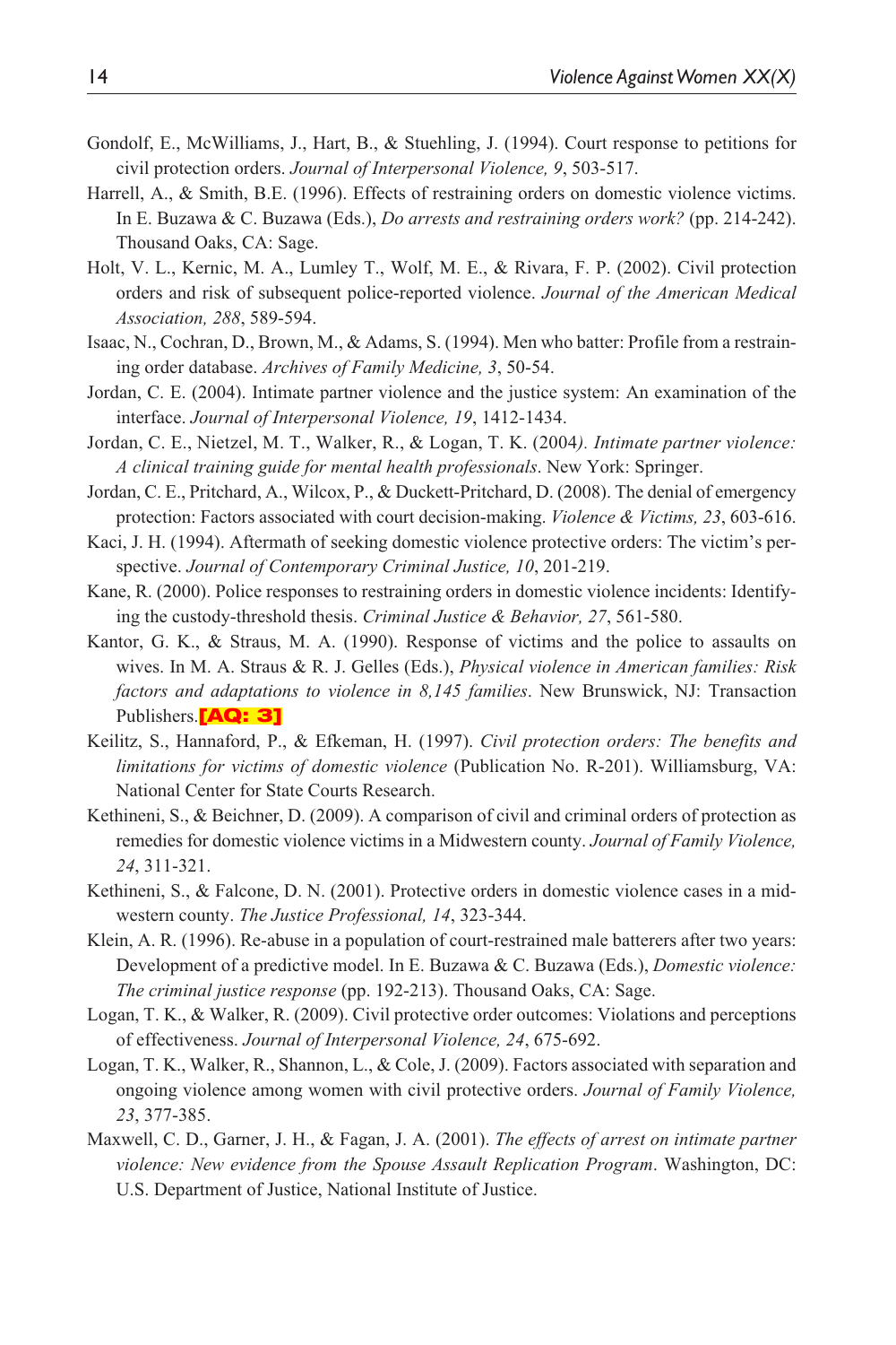Gondolf, E., McWilliams, J., Hart, B., & Stuehling, J. (1994). Court response to petitions for civil protection orders. *Journal of Interpersonal Violence, 9*, 503-517.

Harrell, A., & Smith, B.E. (1996). Effects of restraining orders on domestic violence victims. In E. Buzawa & C. Buzawa (Eds.), *Do arrests and restraining orders work?* (pp. 214-242). Thousand Oaks, CA: Sage.

Holt, V. L., Kernic, M. A., Lumley T., Wolf, M. E., & Rivara, F. P. (2002). Civil protection orders and risk of subsequent police-reported violence. *Journal of the American Medical Association, 288*, 589-594.

Isaac, N., Cochran, D., Brown, M., & Adams, S. (1994). Men who batter: Profile from a restraining order database. *Archives of Family Medicine, 3*, 50-54.

Jordan, C. E. (2004). Intimate partner violence and the justice system: An examination of the interface. *Journal of Interpersonal Violence, 19*, 1412-1434.

Jordan, C. E., Nietzel, M. T., Walker, R., & Logan, T. K. (2004*). Intimate partner violence: A clinical training guide for mental health professionals*. New York: Springer.

Jordan, C. E., Pritchard, A., Wilcox, P., & Duckett-Pritchard, D. (2008). The denial of emergency protection: Factors associated with court decision-making. *Violence & Victims, 23*, 603-616.

Kaci, J. H. (1994). Aftermath of seeking domestic violence protective orders: The victim's perspective. *Journal of Contemporary Criminal Justice, 10*, 201-219.

Kane, R. (2000). Police responses to restraining orders in domestic violence incidents: Identifying the custody-threshold thesis. *Criminal Justice & Behavior, 27*, 561-580.

Kantor, G. K., & Straus, M. A. (1990). Response of victims and the police to assaults on wives. In M. A. Straus & R. J. Gelles (Eds.), *Physical violence in American families: Risk factors and adaptations to violence in 8,145 families*. New Brunswick, NJ: Transaction Publishers. **[AQ: 3]**

Keilitz, S., Hannaford, P., & Efkeman, H. (1997). *Civil protection orders: The benefits and limitations for victims of domestic violence* (Publication No. R-201). Williamsburg, VA: National Center for State Courts Research.

Kethineni, S., & Beichner, D. (2009). A comparison of civil and criminal orders of protection as remedies for domestic violence victims in a Midwestern county. *Journal of Family Violence, 24*, 311-321.

Kethineni, S., & Falcone, D. N. (2001). Protective orders in domestic violence cases in a midwestern county. *The Justice Professional, 14*, 323-344.

Klein, A. R. (1996). Re-abuse in a population of court-restrained male batterers after two years: Development of a predictive model. In E. Buzawa & C. Buzawa (Eds.), *Domestic violence: The criminal justice response* (pp. 192-213). Thousand Oaks, CA: Sage.

Logan, T. K., & Walker, R. (2009). Civil protective order outcomes: Violations and perceptions of effectiveness. *Journal of Interpersonal Violence, 24*, 675-692.

Logan, T. K., Walker, R., Shannon, L., & Cole, J. (2009). Factors associated with separation and ongoing violence among women with civil protective orders. *Journal of Family Violence, 23*, 377-385.

Maxwell, C. D., Garner, J. H., & Fagan, J. A. (2001). *The effects of arrest on intimate partner violence: New evidence from the Spouse Assault Replication Program*. Washington, DC: U.S. Department of Justice, National Institute of Justice.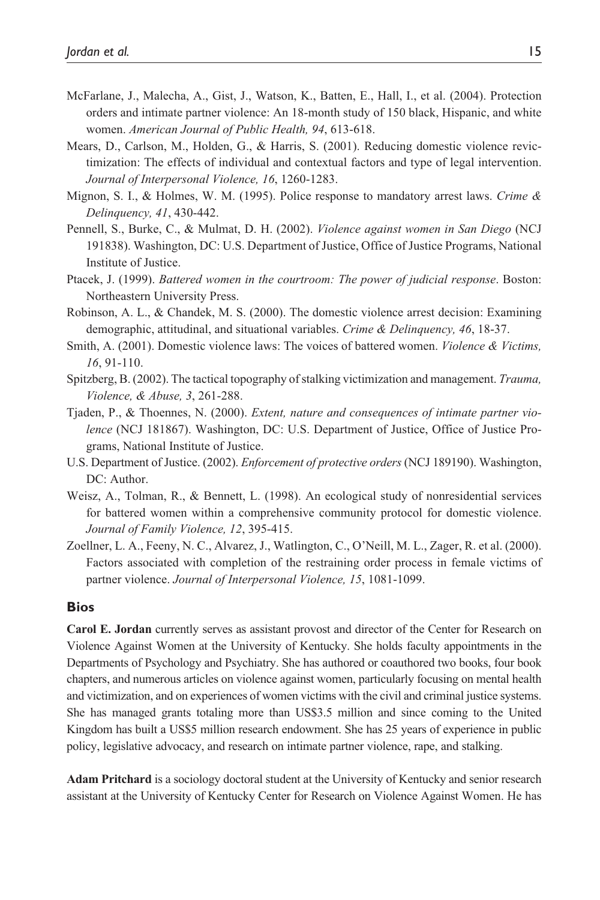McFarlane, J., Malecha, A., Gist, J., Watson, K., Batten, E., Hall, I., et al. (2004). Protection orders and intimate partner violence: An 18-month study of 150 black, Hispanic, and white women. *American Journal of Public Health, 94*, 613-618.

Mears, D., Carlson, M., Holden, G., & Harris, S. (2001). Reducing domestic violence revictimization: The effects of individual and contextual factors and type of legal intervention. *Journal of Interpersonal Violence, 16*, 1260-1283.

Mignon, S. I., & Holmes, W. M. (1995). Police response to mandatory arrest laws. *Crime & Delinquency, 41*, 430-442.

Pennell, S., Burke, C., & Mulmat, D. H. (2002). *Violence against women in San Diego* (NCJ 191838). Washington, DC: U.S. Department of Justice, Office of Justice Programs, National Institute of Justice.

Ptacek, J. (1999). *Battered women in the courtroom: The power of judicial response*. Boston: Northeastern University Press.

Robinson, A. L., & Chandek, M. S. (2000). The domestic violence arrest decision: Examining demographic, attitudinal, and situational variables. *Crime & Delinquency, 46*, 18-37.

Smith, A. (2001). Domestic violence laws: The voices of battered women. *Violence & Victims, 16*, 91-110.

Spitzberg, B. (2002). The tactical topography of stalking victimization and management. *Trauma, Violence, & Abuse, 3*, 261-288.

Tjaden, P., & Thoennes, N. (2000). *Extent, nature and consequences of intimate partner violence* (NCJ 181867). Washington, DC: U.S. Department of Justice, Office of Justice Programs, National Institute of Justice.

U.S. Department of Justice. (2002). *Enforcement of protective orders* (NCJ 189190). Washington, DC: Author.

Weisz, A., Tolman, R., & Bennett, L. (1998). An ecological study of nonresidential services for battered women within a comprehensive community protocol for domestic violence. *Journal of Family Violence, 12*, 395-415.

Zoellner, L. A., Feeny, N. C., Alvarez, J., Watlington, C., O'Neill, M. L., Zager, R. et al. (2000). Factors associated with completion of the restraining order process in female victims of partner violence. *Journal of Interpersonal Violence, 15*, 1081-1099.

## Bios

**Carol E. Jordan** currently serves as assistant provost and director of the Center for Research on Violence Against Women at the University of Kentucky. She holds faculty appointments in the Departments of Psychology and Psychiatry. She has authored or coauthored two books, four book chapters, and numerous articles on violence against women, particularly focusing on mental health and victimization, and on experiences of women victims with the civil and criminal justice systems. She has managed grants totaling more than US$3.5 million and since coming to the United Kingdom has built a US$5 million research endowment. She has 25 years of experience in public policy, legislative advocacy, and research on intimate partner violence, rape, and stalking.

**Adam Pritchard** is a sociology doctoral student at the University of Kentucky and senior research assistant at the University of Kentucky Center for Research on Violence Against Women. He has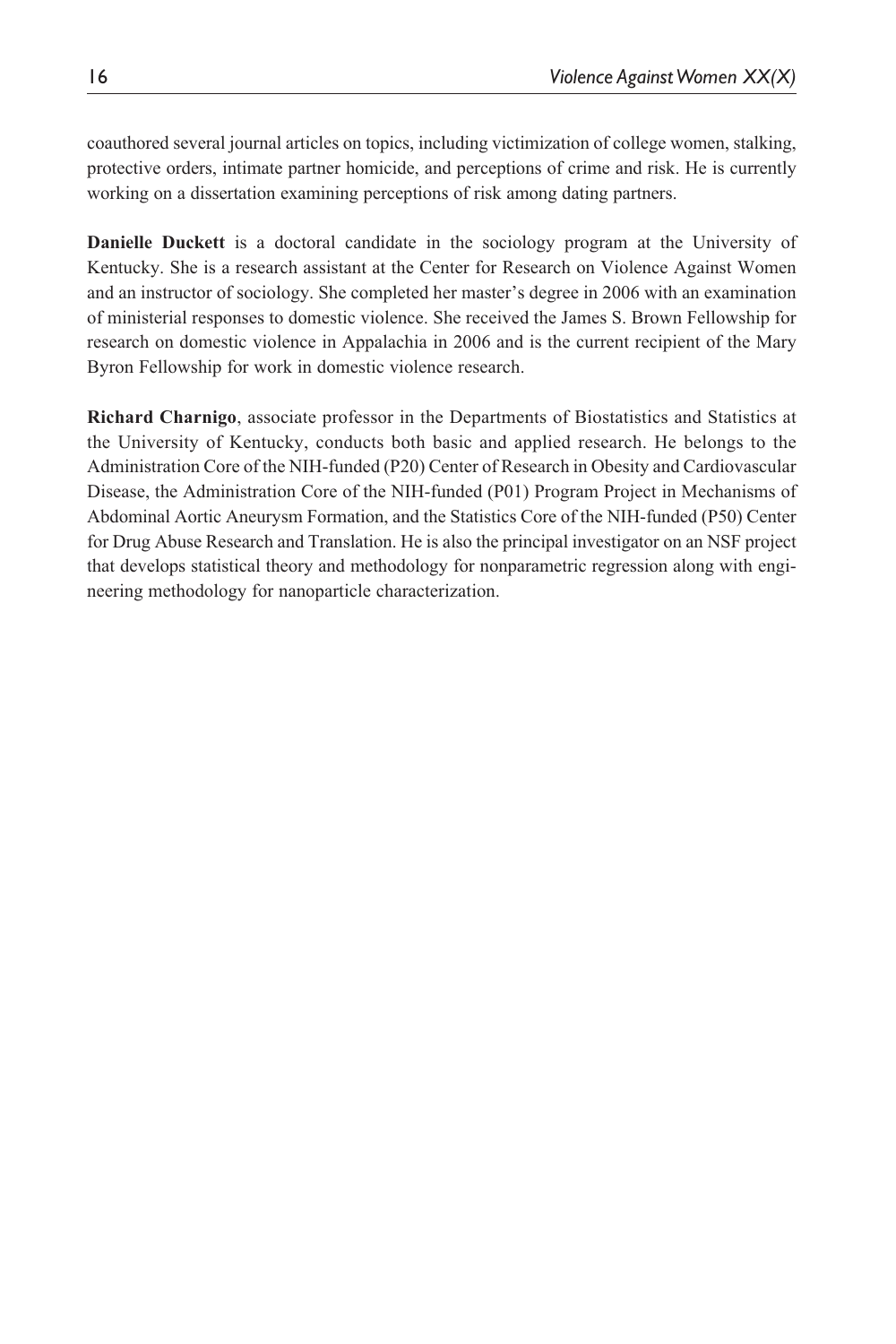coauthored several journal articles on topics, including victimization of college women, stalking, protective orders, intimate partner homicide, and perceptions of crime and risk. He is currently working on a dissertation examining perceptions of risk among dating partners.

**Danielle Duckett** is a doctoral candidate in the sociology program at the University of Kentucky. She is a research assistant at the Center for Research on Violence Against Women and an instructor of sociology. She completed her master's degree in 2006 with an examination of ministerial responses to domestic violence. She received the James S. Brown Fellowship for research on domestic violence in Appalachia in 2006 and is the current recipient of the Mary Byron Fellowship for work in domestic violence research.

**Richard Charnigo**, associate professor in the Departments of Biostatistics and Statistics at the University of Kentucky, conducts both basic and applied research. He belongs to the Administration Core of the NIH-funded (P20) Center of Research in Obesity and Cardiovascular Disease, the Administration Core of the NIH-funded (P01) Program Project in Mechanisms of Abdominal Aortic Aneurysm Formation, and the Statistics Core of the NIH-funded (P50) Center for Drug Abuse Research and Translation. He is also the principal investigator on an NSF project that develops statistical theory and methodology for nonparametric regression along with engineering methodology for nanoparticle characterization.